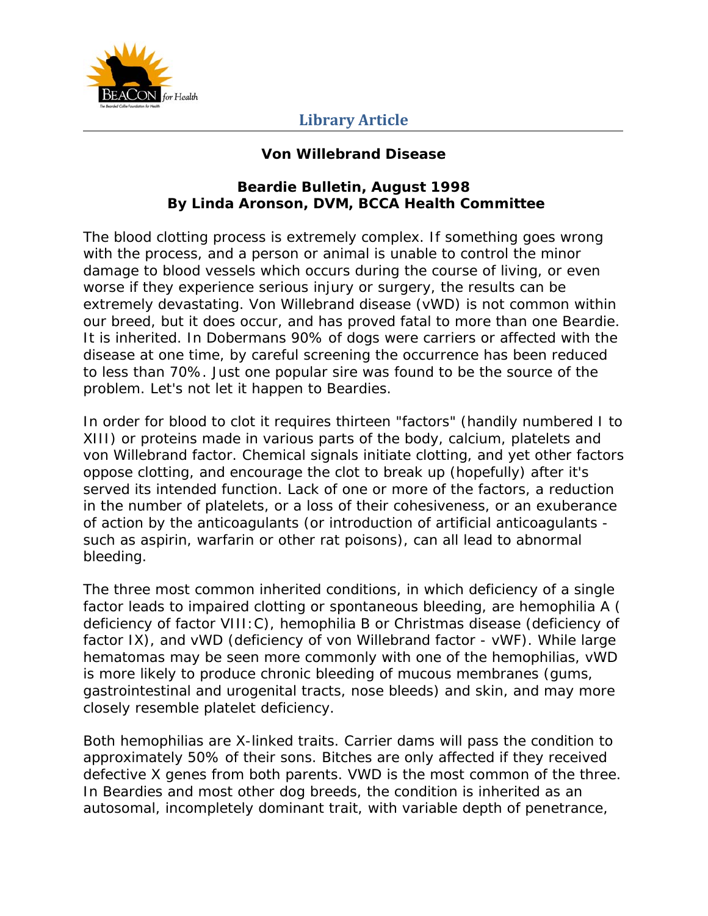# Von Willebrand Disease

**Beardie Bulletin, August 1998**
**By Linda Aronson, DVM, BCCA Health Committee**

The blood clotting process is extremely complex. If something goes wrong with the process, and a person or animal is unable to control the minor damage to blood vessels which occurs during the course of living, or even worse if they experience serious injury or surgery, the results can be extremely devastating. Von Willebrand disease (vWD) is not common within our breed, but it does occur, and has proved fatal to more than one Beardie. It is inherited. In Dobermans 90% of dogs were carriers or affected with the disease at one time, by careful screening the occurrence has been reduced to less than 70%. Just one popular sire was found to be the source of the problem. Let's not let it happen to Beardies.

In order for blood to clot it requires thirteen "factors" (handily numbered I to XIII) or proteins made in various parts of the body, calcium, platelets and von Willebrand factor. Chemical signals initiate clotting, and yet other factors oppose clotting, and encourage the clot to break up (hopefully) after it's served its intended function. Lack of one or more of the factors, a reduction in the number of platelets, or a loss of their cohesiveness, or an exuberance of action by the anticoagulants (or introduction of artificial anticoagulants - such as aspirin, warfarin or other rat poisons), can all lead to abnormal bleeding.

The three most common inherited conditions, in which deficiency of a single factor leads to impaired clotting or spontaneous bleeding, are hemophilia A ( deficiency of factor VIII:C), hemophilia B or Christmas disease (deficiency of factor IX), and vWD (deficiency of von Willebrand factor - vWF). While large hematomas may be seen more commonly with one of the hemophilias, vWD is more likely to produce chronic bleeding of mucous membranes (gums, gastrointestinal and urogenital tracts, nose bleeds) and skin, and may more closely resemble platelet deficiency.

Both hemophilias are X-linked traits. Carrier dams will pass the condition to approximately 50% of their sons. Bitches are only affected if they received defective X genes from both parents. VWD is the most common of the three. In Beardies and most other dog breeds, the condition is inherited as an autosomal, incompletely dominant trait, with variable depth of penetrance,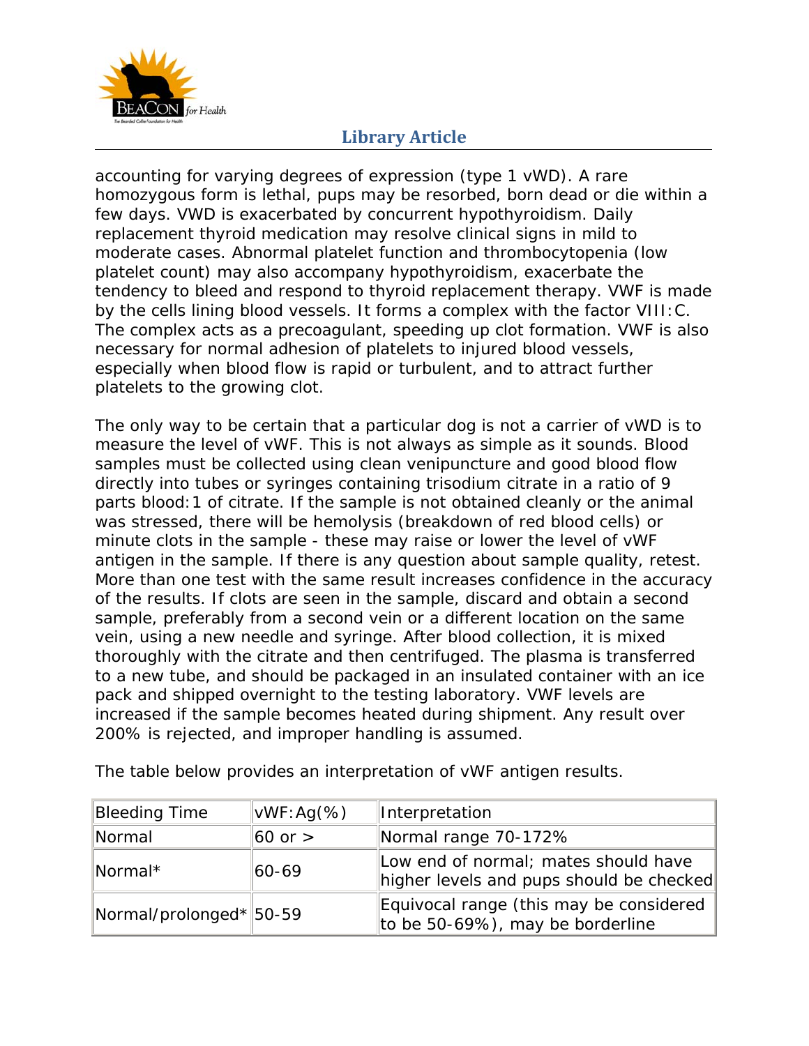accounting for varying degrees of expression (type 1 vWD). A rare homozygous form is lethal, pups may be resorbed, born dead or die within a few days. VWD is exacerbated by concurrent hypothyroidism. Daily replacement thyroid medication may resolve clinical signs in mild to moderate cases. Abnormal platelet function and thrombocytopenia (low platelet count) may also accompany hypothyroidism, exacerbate the tendency to bleed and respond to thyroid replacement therapy. VWF is made by the cells lining blood vessels. It forms a complex with the factor VIII:C. The complex acts as a precoagulant, speeding up clot formation. VWF is also necessary for normal adhesion of platelets to injured blood vessels, especially when blood flow is rapid or turbulent, and to attract further platelets to the growing clot.

The only way to be certain that a particular dog is not a carrier of vWD is to measure the level of vWF. This is not always as simple as it sounds. Blood samples must be collected using clean venipuncture and good blood flow directly into tubes or syringes containing trisodium citrate in a ratio of 9 parts blood:1 of citrate. If the sample is not obtained cleanly or the animal was stressed, there will be hemolysis (breakdown of red blood cells) or minute clots in the sample - these may raise or lower the level of vWF antigen in the sample. If there is any question about sample quality, retest. More than one test with the same result increases confidence in the accuracy of the results. If clots are seen in the sample, discard and obtain a second sample, preferably from a second vein or a different location on the same vein, using a new needle and syringe. After blood collection, it is mixed thoroughly with the citrate and then centrifuged. The plasma is transferred to a new tube, and should be packaged in an insulated container with an ice pack and shipped overnight to the testing laboratory. VWF levels are increased if the sample becomes heated during shipment. Any result over 200% is rejected, and improper handling is assumed.

The table below provides an interpretation of vWF antigen results.

| Bleeding Time | vWF:Ag(%) | Interpretation |
|---|---|---|
| Normal | 60 or > | Normal range 70-172% |
| Normal* | 60-69 | Low end of normal; mates should have higher levels and pups should be checked |
| Normal/prolonged* | 50-59 | Equivocal range (this may be considered to be 50-69%), may be borderline |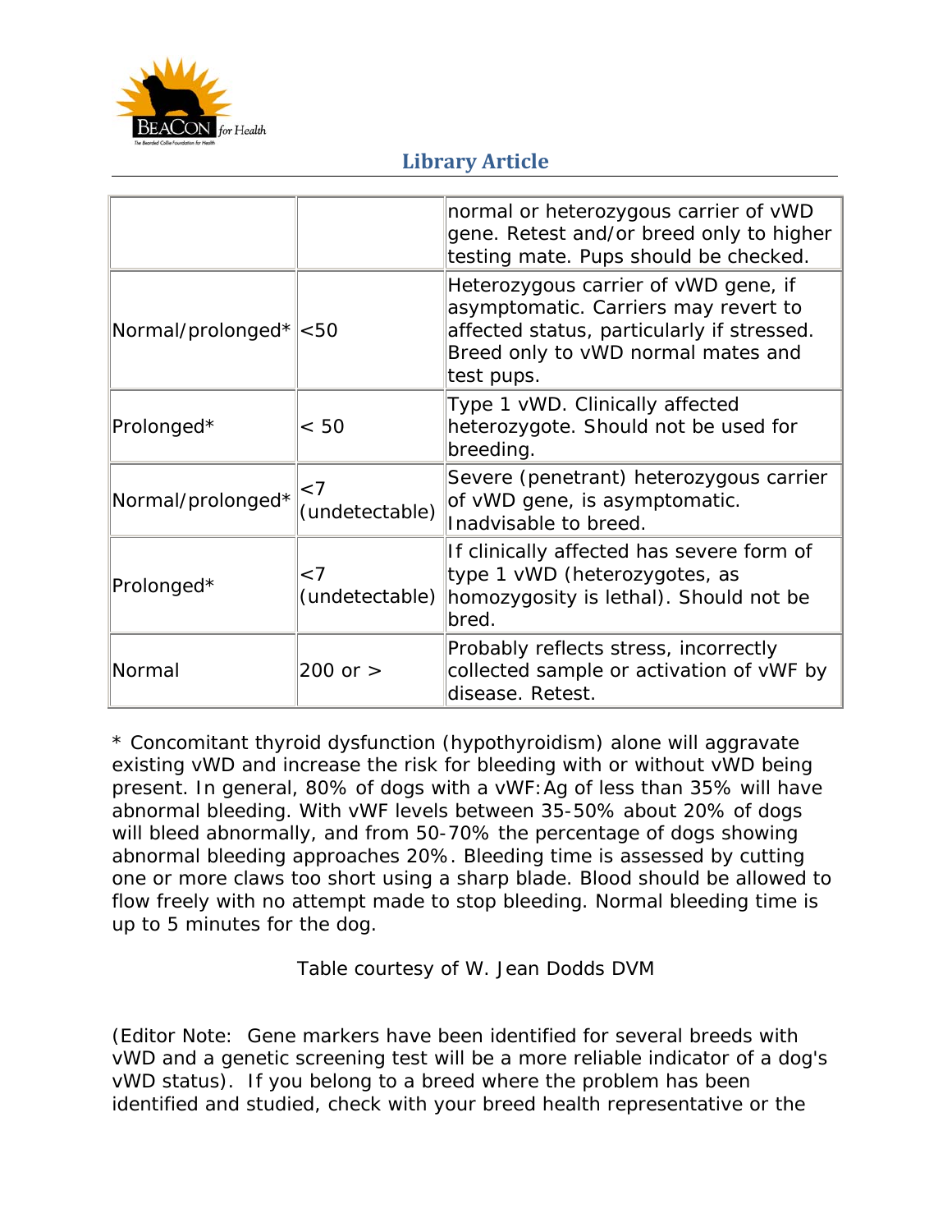| | | |
| --- | --- | --- |
| | | normal or heterozygous carrier of vWD gene. Retest and/or breed only to higher testing mate. Pups should be checked. |
| Normal/prolonged* | <50 | Heterozygous carrier of vWD gene, if asymptomatic. Carriers may revert to affected status, particularly if stressed. Breed only to vWD normal mates and test pups. |
| Prolonged* | < 50 | Type 1 vWD. Clinically affected heterozygote. Should not be used for breeding. |
| Normal/prolonged* | <7 (undetectable) | Severe (penetrant) heterozygous carrier of vWD gene, is asymptomatic. Inadvisable to breed. |
| Prolonged* | <7 (undetectable) | If clinically affected has severe form of type 1 vWD (heterozygotes, as homozygosity is lethal). Should not be bred. |
| Normal | 200 or > | Probably reflects stress, incorrectly collected sample or activation of vWF by disease. Retest. |

* Concomitant thyroid dysfunction (hypothyroidism) alone will aggravate existing vWD and increase the risk for bleeding with or without vWD being present. In general, 80% of dogs with a vWF:Ag of less than 35% will have abnormal bleeding. With vWF levels between 35-50% about 20% of dogs will bleed abnormally, and from 50-70% the percentage of dogs showing abnormal bleeding approaches 20%. Bleeding time is assessed by cutting one or more claws too short using a sharp blade. Blood should be allowed to flow freely with no attempt made to stop bleeding. Normal bleeding time is up to 5 minutes for the dog.

Table courtesy of W. Jean Dodds DVM

(Editor Note: Gene markers have been identified for several breeds with vWD and a genetic screening test will be a more reliable indicator of a dog's vWD status). If you belong to a breed where the problem has been identified and studied, check with your breed health representative or the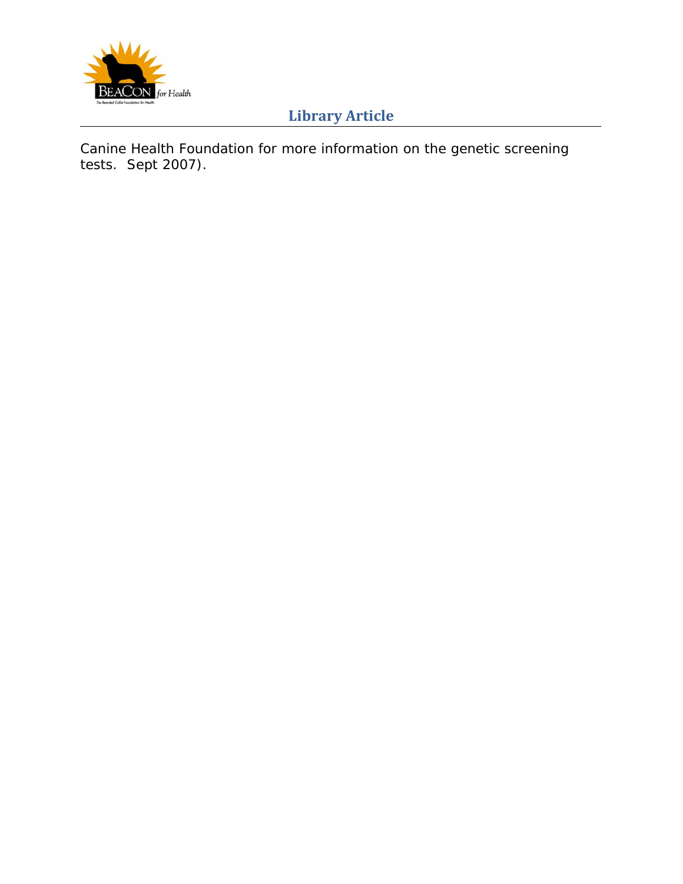Canine Health Foundation for more information on the genetic screening tests.  Sept 2007).